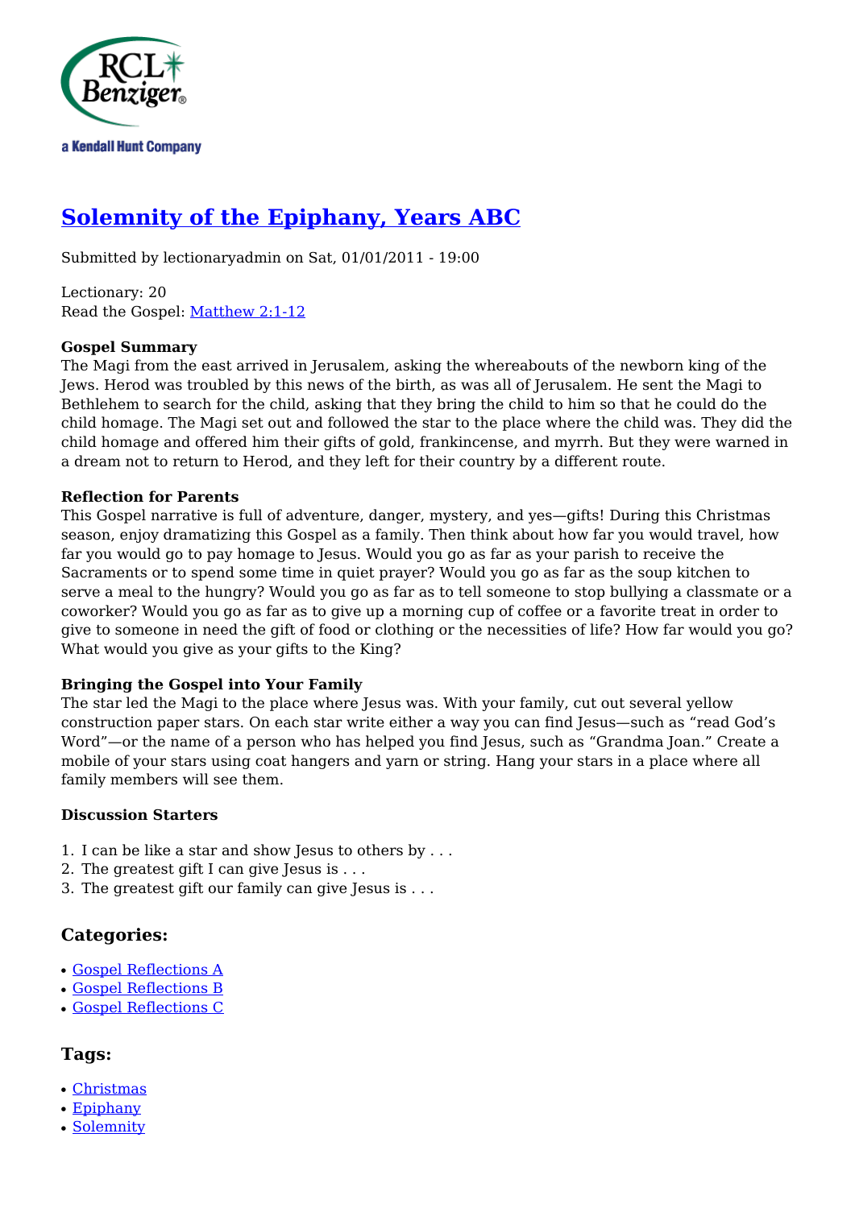a Kendall Hunt Company

# Solemnity of the Epiphany, Years ABC

Submitted by lectionaryadmin on Sat, 01/01/2011 - 19:00

Lectionary: 20
Read the Gospel: Matthew 2:1-12

**Gospel Summary**
The Magi from the east arrived in Jerusalem, asking the whereabouts of the newborn king of the Jews. Herod was troubled by this news of the birth, as was all of Jerusalem. He sent the Magi to Bethlehem to search for the child, asking that they bring the child to him so that he could do the child homage. The Magi set out and followed the star to the place where the child was. They did the child homage and offered him their gifts of gold, frankincense, and myrrh. But they were warned in a dream not to return to Herod, and they left for their country by a different route.

**Reflection for Parents**
This Gospel narrative is full of adventure, danger, mystery, and yes—gifts! During this Christmas season, enjoy dramatizing this Gospel as a family. Then think about how far you would travel, how far you would go to pay homage to Jesus. Would you go as far as your parish to receive the Sacraments or to spend some time in quiet prayer? Would you go as far as the soup kitchen to serve a meal to the hungry? Would you go as far as to tell someone to stop bullying a classmate or a coworker? Would you go as far as to give up a morning cup of coffee or a favorite treat in order to give to someone in need the gift of food or clothing or the necessities of life? How far would you go? What would you give as your gifts to the King?

**Bringing the Gospel into Your Family**
The star led the Magi to the place where Jesus was. With your family, cut out several yellow construction paper stars. On each star write either a way you can find Jesus—such as "read God's Word"—or the name of a person who has helped you find Jesus, such as "Grandma Joan." Create a mobile of your stars using coat hangers and yarn or string. Hang your stars in a place where all family members will see them.

**Discussion Starters**

1. I can be like a star and show Jesus to others by . . .
2. The greatest gift I can give Jesus is . . .
3. The greatest gift our family can give Jesus is . . .

## Categories:

- Gospel Reflections A
- Gospel Reflections B
- Gospel Reflections C

## Tags:

- Christmas
- Epiphany
- Solemnity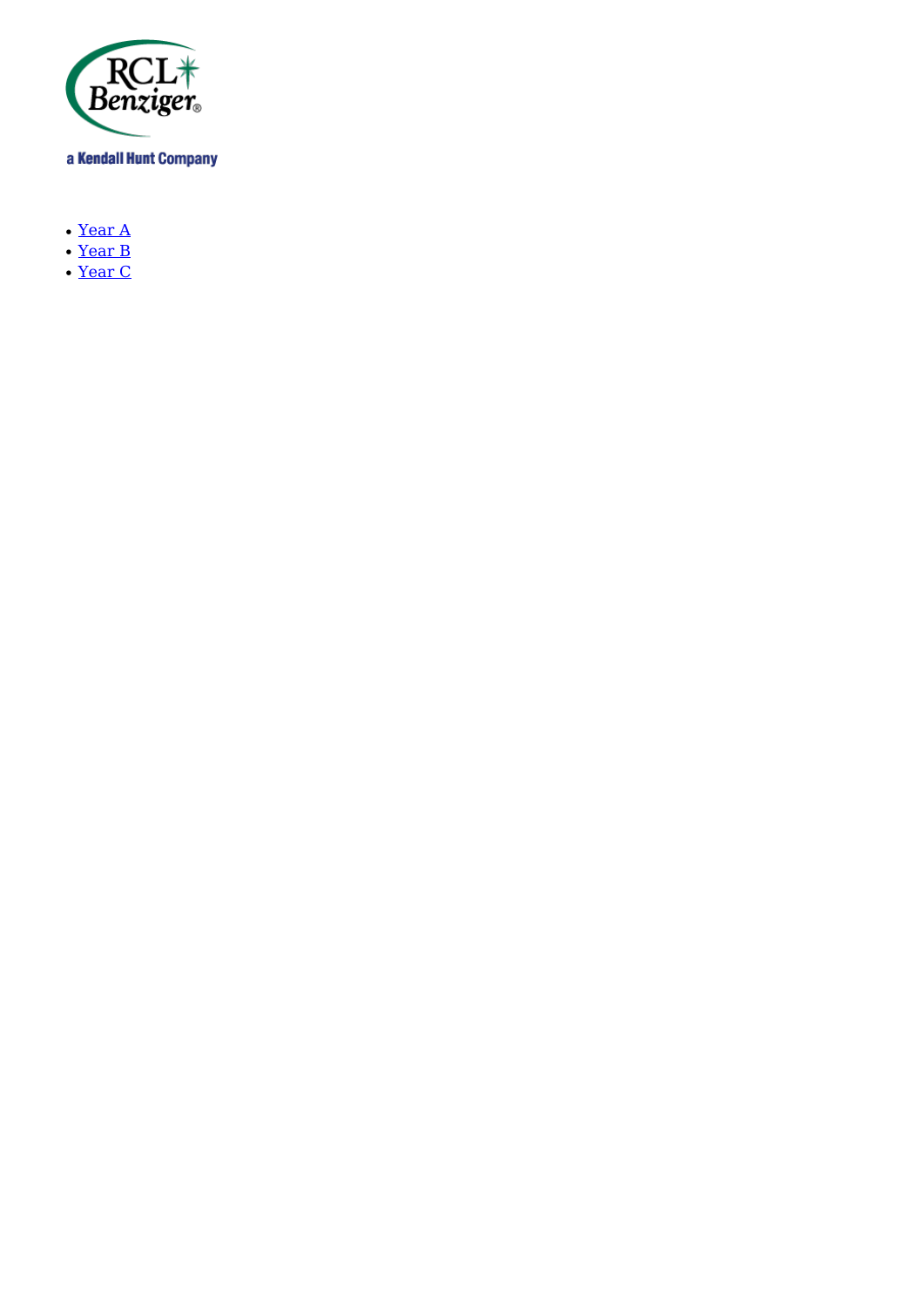- [Year A]
- [Year B]
- [Year C]